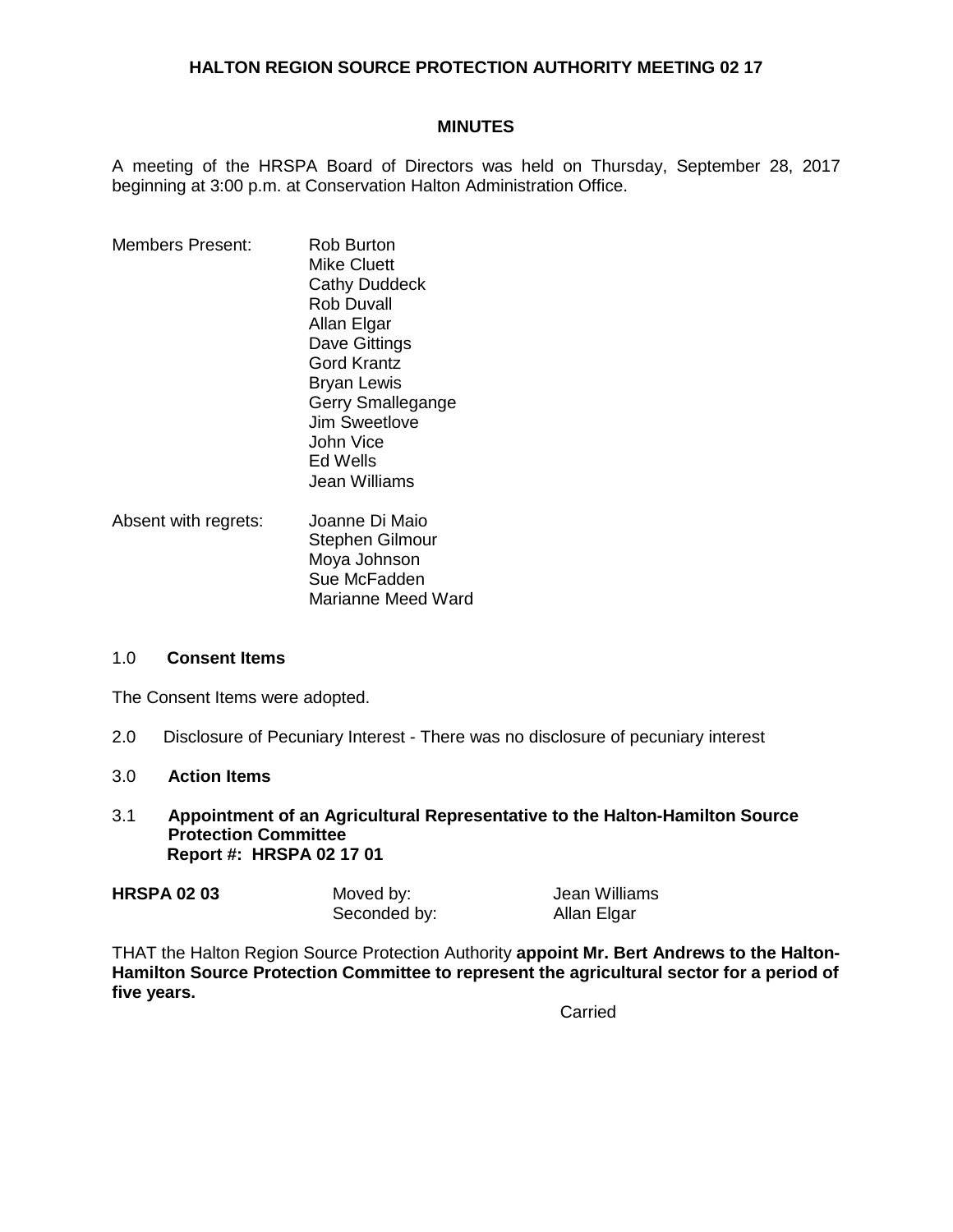# HALTON REGION SOURCE PROTECTION AUTHORITY MEETING 02 17

## MINUTES

A meeting of the HRSPA Board of Directors was held on Thursday, September 28, 2017 beginning at 3:00 p.m. at Conservation Halton Administration Office.

| | |
|---|---|
| Members Present: | Rob Burton |
| | Mike Cluett |
| | Cathy Duddeck |
| | Rob Duvall |
| | Allan Elgar |
| | Dave Gittings |
| | Gord Krantz |
| | Bryan Lewis |
| | Gerry Smallegange |
| | Jim Sweetlove |
| | John Vice |
| | Ed Wells |
| | Jean Williams |
| Absent with regrets: | Joanne Di Maio |
| | Stephen Gilmour |
| | Moya Johnson |
| | Sue McFadden |
| | Marianne Meed Ward |

1.0 **Consent Items**

The Consent Items were adopted.

2.0 Disclosure of Pecuniary Interest - There was no disclosure of pecuniary interest

3.0 **Action Items**

3.1 **Appointment of an Agricultural Representative to the Halton-Hamilton Source Protection Committee**
**Report #: HRSPA 02 17 01**

| | | |
|---|---|---|
| **HRSPA 02 03** | Moved by: | Jean Williams |
| | Seconded by: | Allan Elgar |

THAT the Halton Region Source Protection Authority **appoint Mr. Bert Andrews to the Halton-Hamilton Source Protection Committee to represent the agricultural sector for a period of five years.**

Carried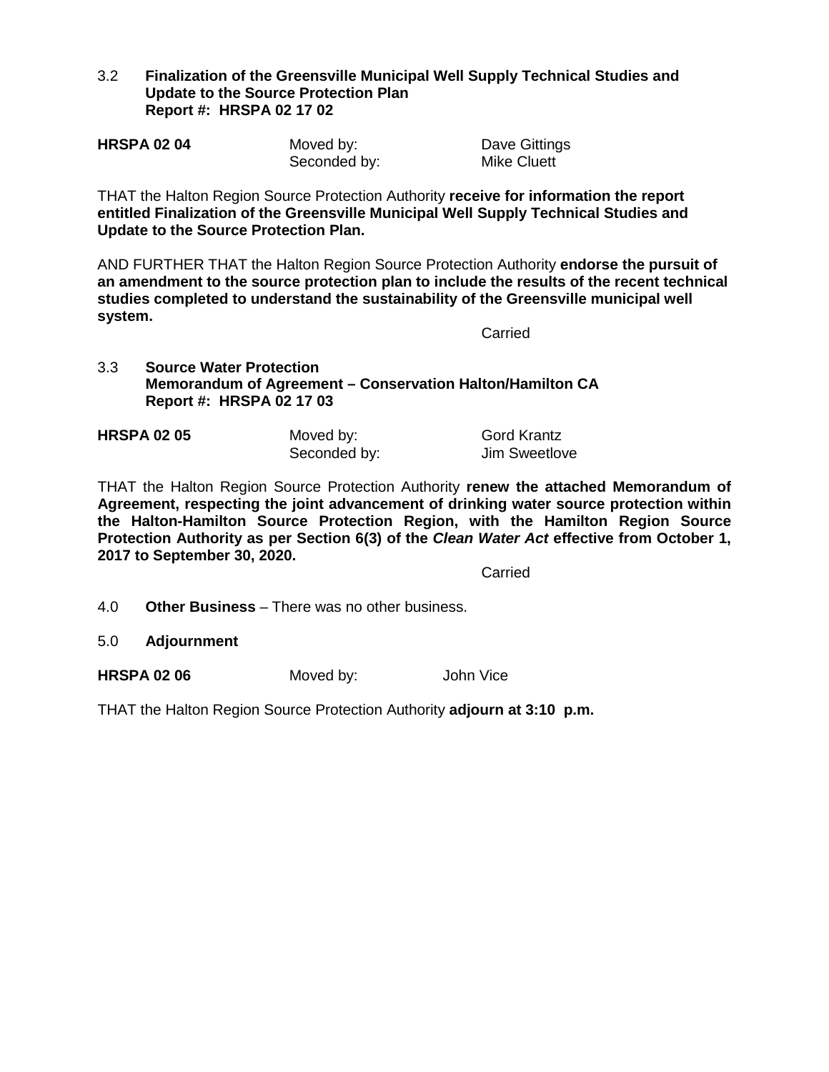3.2 **Finalization of the Greensville Municipal Well Supply Technical Studies and Update to the Source Protection Plan Report #: HRSPA 02 17 02**

| | | |
|---|---|---|
| **HRSPA 02 04** | Moved by: | Dave Gittings |
| | Seconded by: | Mike Cluett |

THAT the Halton Region Source Protection Authority **receive for information the report entitled Finalization of the Greensville Municipal Well Supply Technical Studies and Update to the Source Protection Plan.**

AND FURTHER THAT the Halton Region Source Protection Authority **endorse the pursuit of an amendment to the source protection plan to include the results of the recent technical studies completed to understand the sustainability of the Greensville municipal well system.**

Carried

3.3 **Source Water Protection Memorandum of Agreement – Conservation Halton/Hamilton CA Report #: HRSPA 02 17 03**

| | | |
|---|---|---|
| **HRSPA 02 05** | Moved by: | Gord Krantz |
| | Seconded by: | Jim Sweetlove |

THAT the Halton Region Source Protection Authority **renew the attached Memorandum of Agreement, respecting the joint advancement of drinking water source protection within the Halton-Hamilton Source Protection Region, with the Hamilton Region Source Protection Authority as per Section 6(3) of the *Clean Water Act* effective from October 1, 2017 to September 30, 2020.**

Carried

4.0 **Other Business** – There was no other business.

5.0 **Adjournment**

| | | |
|---|---|---|
| **HRSPA 02 06** | Moved by: | John Vice |

THAT the Halton Region Source Protection Authority **adjourn at 3:10 p.m.**